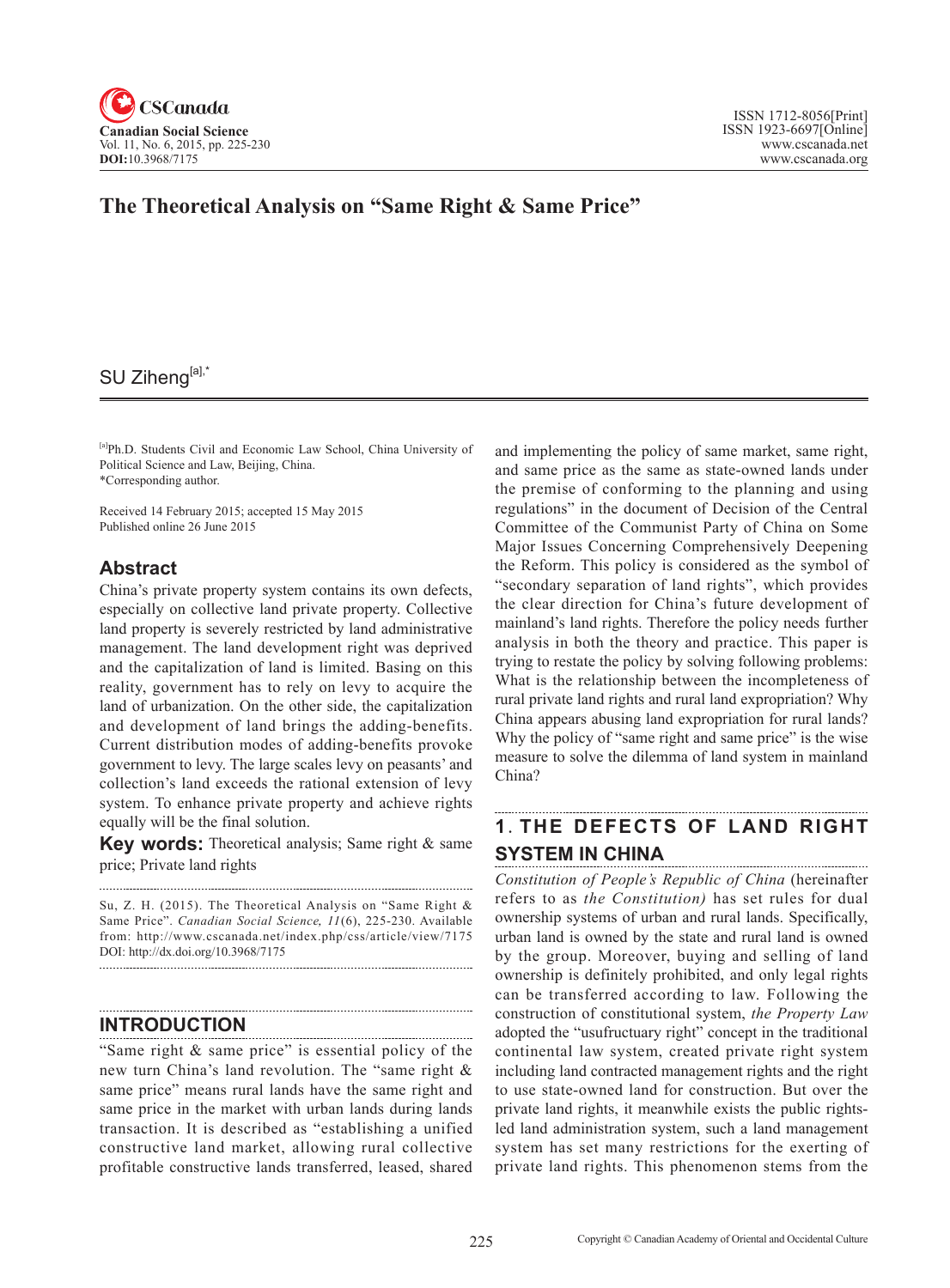# The Theoretical Analysis on "Same Right & Same Price"

SU Ziheng[a],*

[a]Ph.D. Students Civil and Economic Law School, China University of Political Science and Law, Beijing, China.
*Corresponding author.

Received 14 February 2015; accepted 15 May 2015
Published online 26 June 2015

## Abstract

China's private property system contains its own defects, especially on collective land private property. Collective land property is severely restricted by land administrative management. The land development right was deprived and the capitalization of land is limited. Basing on this reality, government has to rely on levy to acquire the land of urbanization. On the other side, the capitalization and development of land brings the adding-benefits. Current distribution modes of adding-benefits provoke government to levy. The large scales levy on peasants' and collection's land exceeds the rational extension of levy system. To enhance private property and achieve rights equally will be the final solution.

**Key words:** Theoretical analysis; Same right & same price; Private land rights

Su, Z. H. (2015). The Theoretical Analysis on "Same Right & Same Price". *Canadian Social Science, 11*(6), 225-230. Available from: http://www.cscanada.net/index.php/css/article/view/7175
DOI: http://dx.doi.org/10.3968/7175

## INTRODUCTION

"Same right & same price" is essential policy of the new turn China's land revolution. The "same right & same price" means rural lands have the same right and same price in the market with urban lands during lands transaction. It is described as "establishing a unified constructive land market, allowing rural collective profitable constructive lands transferred, leased, shared and implementing the policy of same market, same right, and same price as the same as state-owned lands under the premise of conforming to the planning and using regulations" in the document of Decision of the Central Committee of the Communist Party of China on Some Major Issues Concerning Comprehensively Deepening the Reform. This policy is considered as the symbol of "secondary separation of land rights", which provides the clear direction for China's future development of mainland's land rights. Therefore the policy needs further analysis in both the theory and practice. This paper is trying to restate the policy by solving following problems: What is the relationship between the incompleteness of rural private land rights and rural land expropriation? Why China appears abusing land expropriation for rural lands? Why the policy of "same right and same price" is the wise measure to solve the dilemma of land system in mainland China?

## 1. THE DEFECTS OF LAND RIGHT SYSTEM IN CHINA

*Constitution of People's Republic of China* (hereinafter refers to as *the Constitution)* has set rules for dual ownership systems of urban and rural lands. Specifically, urban land is owned by the state and rural land is owned by the group. Moreover, buying and selling of land ownership is definitely prohibited, and only legal rights can be transferred according to law. Following the construction of constitutional system, *the Property Law* adopted the "usufructuary right" concept in the traditional continental law system, created private right system including land contracted management rights and the right to use state-owned land for construction. But over the private land rights, it meanwhile exists the public rights-led land administration system, such a land management system has set many restrictions for the exerting of private land rights. This phenomenon stems from the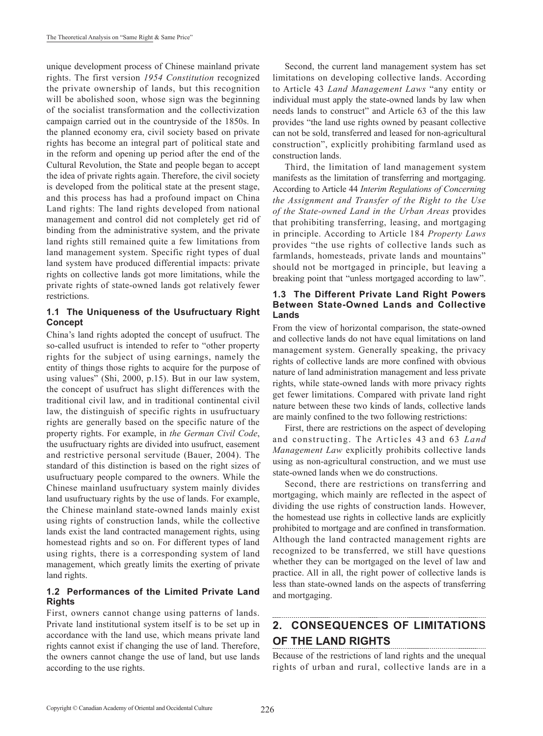unique development process of Chinese mainland private rights. The first version *1954 Constitution* recognized the private ownership of lands, but this recognition will be abolished soon, whose sign was the beginning of the socialist transformation and the collectivization campaign carried out in the countryside of the 1850s. In the planned economy era, civil society based on private rights has become an integral part of political state and in the reform and opening up period after the end of the Cultural Revolution, the State and people began to accept the idea of private rights again. Therefore, the civil society is developed from the political state at the present stage, and this process has had a profound impact on China Land rights: The land rights developed from national management and control did not completely get rid of binding from the administrative system, and the private land rights still remained quite a few limitations from land management system. Specific right types of dual land system have produced differential impacts: private rights on collective lands got more limitations, while the private rights of state-owned lands got relatively fewer restrictions.

### 1.1 The Uniqueness of the Usufructuary Right Concept

China's land rights adopted the concept of usufruct. The so-called usufruct is intended to refer to "other property rights for the subject of using earnings, namely the entity of things those rights to acquire for the purpose of using values" (Shi, 2000, p.15). But in our law system, the concept of usufruct has slight differences with the traditional civil law, and in traditional continental civil law, the distinguish of specific rights in usufructuary rights are generally based on the specific nature of the property rights. For example, in *the German Civil Code*, the usufructuary rights are divided into usufruct, easement and restrictive personal servitude (Bauer, 2004). The standard of this distinction is based on the right sizes of usufructuary people compared to the owners. While the Chinese mainland usufructuary system mainly divides land usufructuary rights by the use of lands. For example, the Chinese mainland state-owned lands mainly exist using rights of construction lands, while the collective lands exist the land contracted management rights, using homestead rights and so on. For different types of land using rights, there is a corresponding system of land management, which greatly limits the exerting of private land rights.

### 1.2 Performances of the Limited Private Land Rights

First, owners cannot change using patterns of lands. Private land institutional system itself is to be set up in accordance with the land use, which means private land rights cannot exist if changing the use of land. Therefore, the owners cannot change the use of land, but use lands according to the use rights.

Second, the current land management system has set limitations on developing collective lands. According to Article 43 *Land Management Laws* "any entity or individual must apply the state-owned lands by law when needs lands to construct" and Article 63 of the this law provides "the land use rights owned by peasant collective can not be sold, transferred and leased for non-agricultural construction", explicitly prohibiting farmland used as construction lands.

Third, the limitation of land management system manifests as the limitation of transferring and mortgaging. According to Article 44 *Interim Regulations of Concerning the Assignment and Transfer of the Right to the Use of the State-owned Land in the Urban Areas* provides that prohibiting transferring, leasing, and mortgaging in principle. According to Article 184 *Property Laws* provides "the use rights of collective lands such as farmlands, homesteads, private lands and mountains" should not be mortgaged in principle, but leaving a breaking point that "unless mortgaged according to law".

### 1.3 The Different Private Land Right Powers Between State-Owned Lands and Collective Lands

From the view of horizontal comparison, the state-owned and collective lands do not have equal limitations on land management system. Generally speaking, the privacy rights of collective lands are more confined with obvious nature of land administration management and less private rights, while state-owned lands with more privacy rights get fewer limitations. Compared with private land right nature between these two kinds of lands, collective lands are mainly confined to the two following restrictions:

First, there are restrictions on the aspect of developing and constructing. The Articles 43 and 63 *Land Management Law* explicitly prohibits collective lands using as non-agricultural construction, and we must use state-owned lands when we do constructions.

Second, there are restrictions on transferring and mortgaging, which mainly are reflected in the aspect of dividing the use rights of construction lands. However, the homestead use rights in collective lands are explicitly prohibited to mortgage and are confined in transformation. Although the land contracted management rights are recognized to be transferred, we still have questions whether they can be mortgaged on the level of law and practice. All in all, the right power of collective lands is less than state-owned lands on the aspects of transferring and mortgaging.

## 2. CONSEQUENCES OF LIMITATIONS OF THE LAND RIGHTS

Because of the restrictions of land rights and the unequal rights of urban and rural, collective lands are in a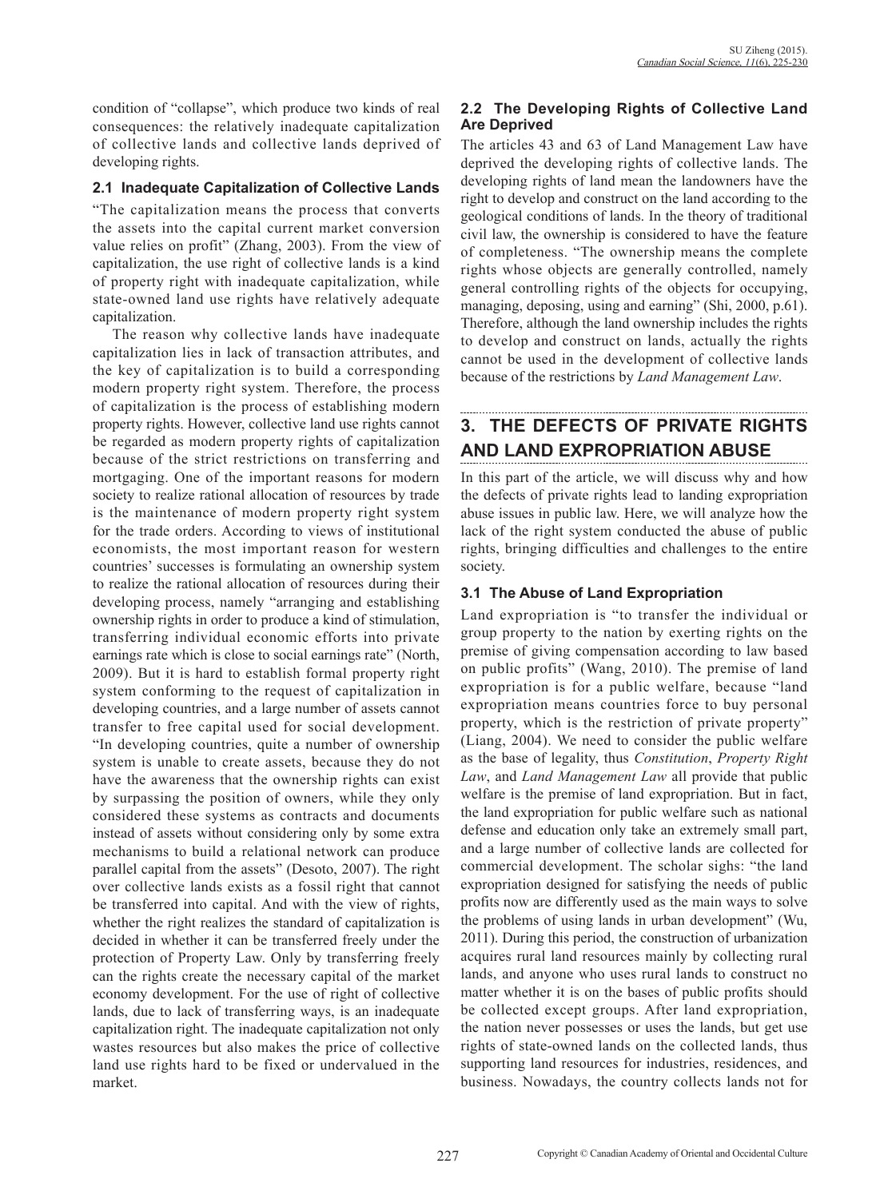condition of "collapse", which produce two kinds of real consequences: the relatively inadequate capitalization of collective lands and collective lands deprived of developing rights.

### 2.1 Inadequate Capitalization of Collective Lands

"The capitalization means the process that converts the assets into the capital current market conversion value relies on profit" (Zhang, 2003). From the view of capitalization, the use right of collective lands is a kind of property right with inadequate capitalization, while state-owned land use rights have relatively adequate capitalization.

The reason why collective lands have inadequate capitalization lies in lack of transaction attributes, and the key of capitalization is to build a corresponding modern property right system. Therefore, the process of capitalization is the process of establishing modern property rights. However, collective land use rights cannot be regarded as modern property rights of capitalization because of the strict restrictions on transferring and mortgaging. One of the important reasons for modern society to realize rational allocation of resources by trade is the maintenance of modern property right system for the trade orders. According to views of institutional economists, the most important reason for western countries' successes is formulating an ownership system to realize the rational allocation of resources during their developing process, namely "arranging and establishing ownership rights in order to produce a kind of stimulation, transferring individual economic efforts into private earnings rate which is close to social earnings rate" (North, 2009). But it is hard to establish formal property right system conforming to the request of capitalization in developing countries, and a large number of assets cannot transfer to free capital used for social development. "In developing countries, quite a number of ownership system is unable to create assets, because they do not have the awareness that the ownership rights can exist by surpassing the position of owners, while they only considered these systems as contracts and documents instead of assets without considering only by some extra mechanisms to build a relational network can produce parallel capital from the assets" (Desoto, 2007). The right over collective lands exists as a fossil right that cannot be transferred into capital. And with the view of rights, whether the right realizes the standard of capitalization is decided in whether it can be transferred freely under the protection of Property Law. Only by transferring freely can the rights create the necessary capital of the market economy development. For the use of right of collective lands, due to lack of transferring ways, is an inadequate capitalization right. The inadequate capitalization not only wastes resources but also makes the price of collective land use rights hard to be fixed or undervalued in the market.

### 2.2 The Developing Rights of Collective Land Are Deprived

The articles 43 and 63 of Land Management Law have deprived the developing rights of collective lands. The developing rights of land mean the landowners have the right to develop and construct on the land according to the geological conditions of lands. In the theory of traditional civil law, the ownership is considered to have the feature of completeness. "The ownership means the complete rights whose objects are generally controlled, namely general controlling rights of the objects for occupying, managing, deposing, using and earning" (Shi, 2000, p.61). Therefore, although the land ownership includes the rights to develop and construct on lands, actually the rights cannot be used in the development of collective lands because of the restrictions by *Land Management Law*.

## 3. THE DEFECTS OF PRIVATE RIGHTS AND LAND EXPROPRIATION ABUSE

In this part of the article, we will discuss why and how the defects of private rights lead to landing expropriation abuse issues in public law. Here, we will analyze how the lack of the right system conducted the abuse of public rights, bringing difficulties and challenges to the entire society.

### 3.1 The Abuse of Land Expropriation

Land expropriation is "to transfer the individual or group property to the nation by exerting rights on the premise of giving compensation according to law based on public profits" (Wang, 2010). The premise of land expropriation is for a public welfare, because "land expropriation means countries force to buy personal property, which is the restriction of private property" (Liang, 2004). We need to consider the public welfare as the base of legality, thus *Constitution*, *Property Right Law*, and *Land Management Law* all provide that public welfare is the premise of land expropriation. But in fact, the land expropriation for public welfare such as national defense and education only take an extremely small part, and a large number of collective lands are collected for commercial development. The scholar sighs: "the land expropriation designed for satisfying the needs of public profits now are differently used as the main ways to solve the problems of using lands in urban development" (Wu, 2011). During this period, the construction of urbanization acquires rural land resources mainly by collecting rural lands, and anyone who uses rural lands to construct no matter whether it is on the bases of public profits should be collected except groups. After land expropriation, the nation never possesses or uses the lands, but get use rights of state-owned lands on the collected lands, thus supporting land resources for industries, residences, and business. Nowadays, the country collects lands not for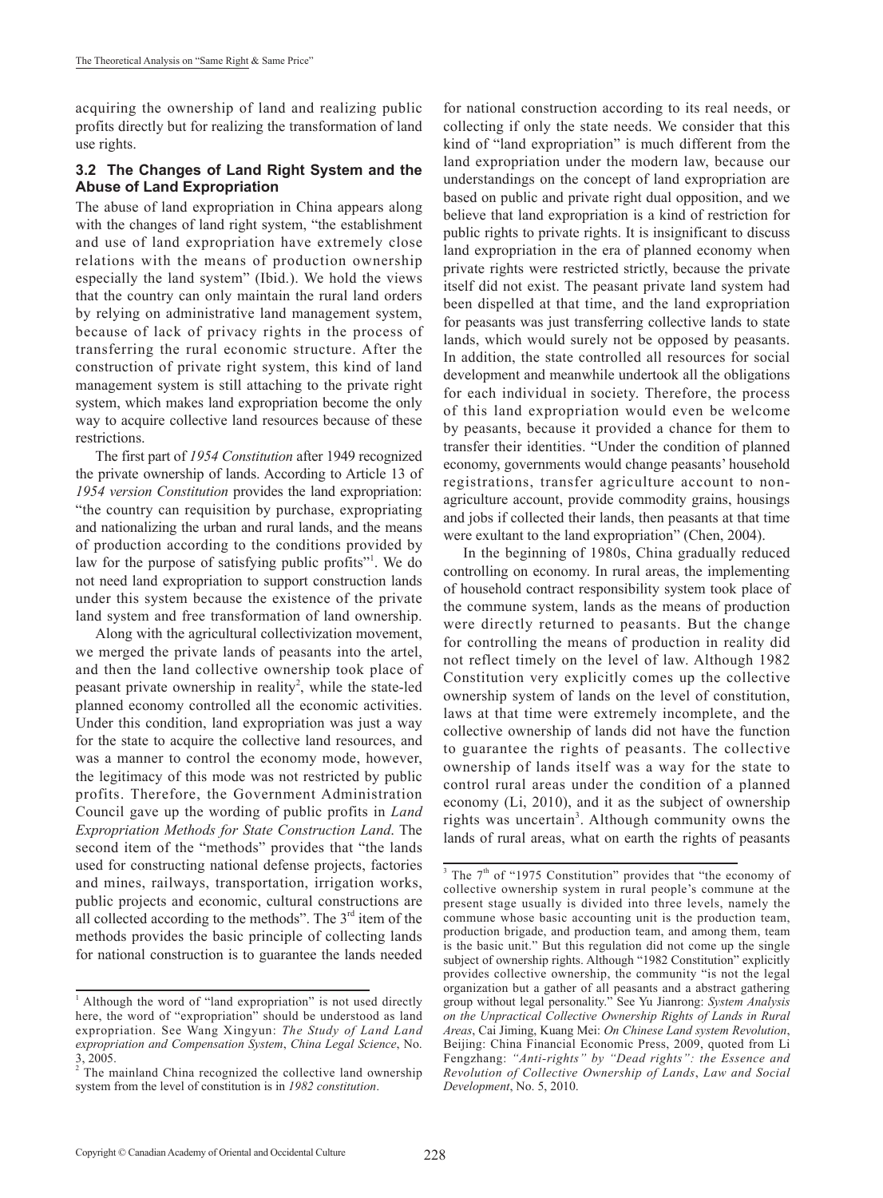acquiring the ownership of land and realizing public profits directly but for realizing the transformation of land use rights.

### 3.2 The Changes of Land Right System and the Abuse of Land Expropriation

The abuse of land expropriation in China appears along with the changes of land right system, "the establishment and use of land expropriation have extremely close relations with the means of production ownership especially the land system" (Ibid.). We hold the views that the country can only maintain the rural land orders by relying on administrative land management system, because of lack of privacy rights in the process of transferring the rural economic structure. After the construction of private right system, this kind of land management system is still attaching to the private right system, which makes land expropriation become the only way to acquire collective land resources because of these restrictions.

The first part of *1954 Constitution* after 1949 recognized the private ownership of lands. According to Article 13 of *1954 version Constitution* provides the land expropriation: "the country can requisition by purchase, expropriating and nationalizing the urban and rural lands, and the means of production according to the conditions provided by law for the purpose of satisfying public profits"[1]. We do not need land expropriation to support construction lands under this system because the existence of the private land system and free transformation of land ownership.

Along with the agricultural collectivization movement, we merged the private lands of peasants into the artel, and then the land collective ownership took place of peasant private ownership in reality[2], while the state-led planned economy controlled all the economic activities. Under this condition, land expropriation was just a way for the state to acquire the collective land resources, and was a manner to control the economy mode, however, the legitimacy of this mode was not restricted by public profits. Therefore, the Government Administration Council gave up the wording of public profits in *Land Expropriation Methods for State Construction Land*. The second item of the "methods" provides that "the lands used for constructing national defense projects, factories and mines, railways, transportation, irrigation works, public projects and economic, cultural constructions are all collected according to the methods". The 3rd item of the methods provides the basic principle of collecting lands for national construction is to guarantee the lands needed for national construction according to its real needs, or collecting if only the state needs. We consider that this kind of "land expropriation" is much different from the land expropriation under the modern law, because our understandings on the concept of land expropriation are based on public and private right dual opposition, and we believe that land expropriation is a kind of restriction for public rights to private rights. It is insignificant to discuss land expropriation in the era of planned economy when private rights were restricted strictly, because the private itself did not exist. The peasant private land system had been dispelled at that time, and the land expropriation for peasants was just transferring collective lands to state lands, which would surely not be opposed by peasants. In addition, the state controlled all resources for social development and meanwhile undertook all the obligations for each individual in society. Therefore, the process of this land expropriation would even be welcome by peasants, because it provided a chance for them to transfer their identities. "Under the condition of planned economy, governments would change peasants' household registrations, transfer agriculture account to non-agriculture account, provide commodity grains, housings and jobs if collected their lands, then peasants at that time were exultant to the land expropriation" (Chen, 2004).

In the beginning of 1980s, China gradually reduced controlling on economy. In rural areas, the implementing of household contract responsibility system took place of the commune system, lands as the means of production were directly returned to peasants. But the change for controlling the means of production in reality did not reflect timely on the level of law. Although 1982 Constitution very explicitly comes up the collective ownership system of lands on the level of constitution, laws at that time were extremely incomplete, and the collective ownership of lands did not have the function to guarantee the rights of peasants. The collective ownership of lands itself was a way for the state to control rural areas under the condition of a planned economy (Li, 2010), and it as the subject of ownership rights was uncertain[3]. Although community owns the lands of rural areas, what on earth the rights of peasants

---

[1] Although the word of "land expropriation" is not used directly here, the word of "expropriation" should be understood as land expropriation. See Wang Xingyun: *The Study of Land Land expropriation and Compensation System*, *China Legal Science*, No. 3, 2005.

[2] The mainland China recognized the collective land ownership system from the level of constitution is in *1982 constitution*.

[3] The 7th of "1975 Constitution" provides that "the economy of collective ownership system in rural people's commune at the present stage usually is divided into three levels, namely the commune whose basic accounting unit is the production team, production brigade, and production team, and among them, team is the basic unit." But this regulation did not come up the single subject of ownership rights. Although "1982 Constitution" explicitly provides collective ownership, the community "is not the legal organization but a gather of all peasants and a abstract gathering group without legal personality." See Yu Jianrong: *System Analysis on the Unpractical Collective Ownership Rights of Lands in Rural Areas*, Cai Jiming, Kuang Mei: *On Chinese Land system Revolution*, Beijing: China Financial Economic Press, 2009, quoted from Li Fengzhang: *"Anti-rights" by "Dead rights": the Essence and Revolution of Collective Ownership of Lands*, *Law and Social Development*, No. 5, 2010.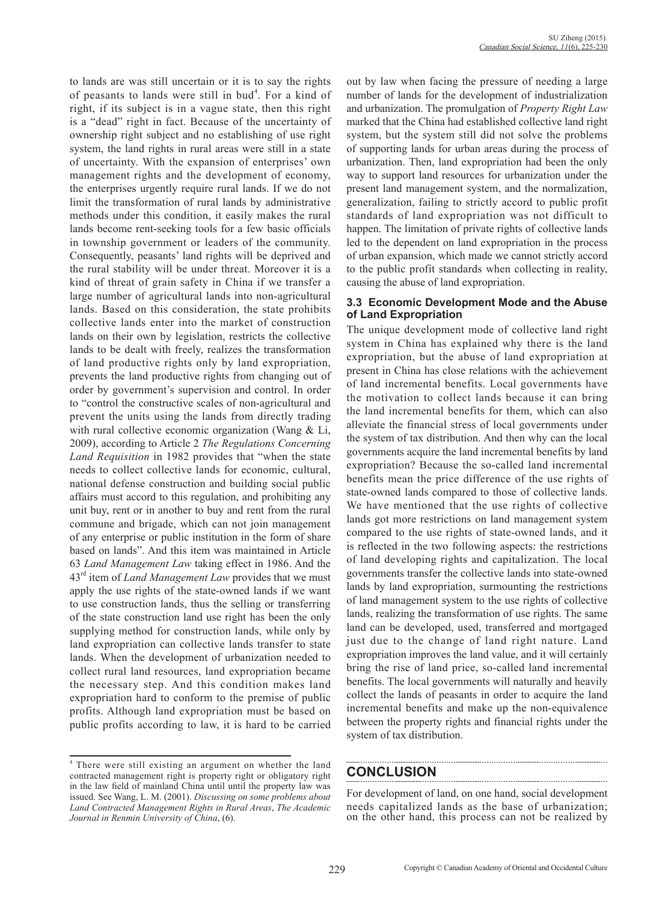to lands are was still uncertain or it is to say the rights of peasants to lands were still in bud[4]. For a kind of right, if its subject is in a vague state, then this right is a "dead" right in fact. Because of the uncertainty of ownership right subject and no establishing of use right system, the land rights in rural areas were still in a state of uncertainty. With the expansion of enterprises' own management rights and the development of economy, the enterprises urgently require rural lands. If we do not limit the transformation of rural lands by administrative methods under this condition, it easily makes the rural lands become rent-seeking tools for a few basic officials in township government or leaders of the community. Consequently, peasants' land rights will be deprived and the rural stability will be under threat. Moreover it is a kind of threat of grain safety in China if we transfer a large number of agricultural lands into non-agricultural lands. Based on this consideration, the state prohibits collective lands enter into the market of construction lands on their own by legislation, restricts the collective lands to be dealt with freely, realizes the transformation of land productive rights only by land expropriation, prevents the land productive rights from changing out of order by government's supervision and control. In order to "control the constructive scales of non-agricultural and prevent the units using the lands from directly trading with rural collective economic organization (Wang & Li, 2009), according to Article 2 *The Regulations Concerning Land Requisition* in 1982 provides that "when the state needs to collect collective lands for economic, cultural, national defense construction and building social public affairs must accord to this regulation, and prohibiting any unit buy, rent or in another to buy and rent from the rural commune and brigade, which can not join management of any enterprise or public institution in the form of share based on lands". And this item was maintained in Article 63 *Land Management Law* taking effect in 1986. And the 43rd item of *Land Management Law* provides that we must apply the use rights of the state-owned lands if we want to use construction lands, thus the selling or transferring of the state construction land use right has been the only supplying method for construction lands, while only by land expropriation can collective lands transfer to state lands. When the development of urbanization needed to collect rural land resources, land expropriation became the necessary step. And this condition makes land expropriation hard to conform to the premise of public profits. Although land expropriation must be based on public profits according to law, it is hard to be carried out by law when facing the pressure of needing a large number of lands for the development of industrialization and urbanization. The promulgation of *Property Right Law* marked that the China had established collective land right system, but the system still did not solve the problems of supporting lands for urban areas during the process of urbanization. Then, land expropriation had been the only way to support land resources for urbanization under the present land management system, and the normalization, generalization, failing to strictly accord to public profit standards of land expropriation was not difficult to happen. The limitation of private rights of collective lands led to the dependent on land expropriation in the process of urban expansion, which made we cannot strictly accord to the public profit standards when collecting in reality, causing the abuse of land expropriation.

### 3.3 Economic Development Mode and the Abuse of Land Expropriation

The unique development mode of collective land right system in China has explained why there is the land expropriation, but the abuse of land expropriation at present in China has close relations with the achievement of land incremental benefits. Local governments have the motivation to collect lands because it can bring the land incremental benefits for them, which can also alleviate the financial stress of local governments under the system of tax distribution. And then why can the local governments acquire the land incremental benefits by land expropriation? Because the so-called land incremental benefits mean the price difference of the use rights of state-owned lands compared to those of collective lands. We have mentioned that the use rights of collective lands got more restrictions on land management system compared to the use rights of state-owned lands, and it is reflected in the two following aspects: the restrictions of land developing rights and capitalization. The local governments transfer the collective lands into state-owned lands by land expropriation, surmounting the restrictions of land management system to the use rights of collective lands, realizing the transformation of use rights. The same land can be developed, used, transferred and mortgaged just due to the change of land right nature. Land expropriation improves the land value, and it will certainly bring the rise of land price, so-called land incremental benefits. The local governments will naturally and heavily collect the lands of peasants in order to acquire the land incremental benefits and make up the non-equivalence between the property rights and financial rights under the system of tax distribution.

## CONCLUSION

For development of land, on one hand, social development needs capitalized lands as the base of urbanization; on the other hand, this process can not be realized by

---

[4] There were still existing an argument on whether the land contracted management right is property right or obligatory right in the law field of mainland China until until the property law was issued. See Wang, L. M. (2001). *Discussing on some problems about Land Contracted Management Rights in Rural Areas*, *The Academic Journal in Renmin University of China*, (6).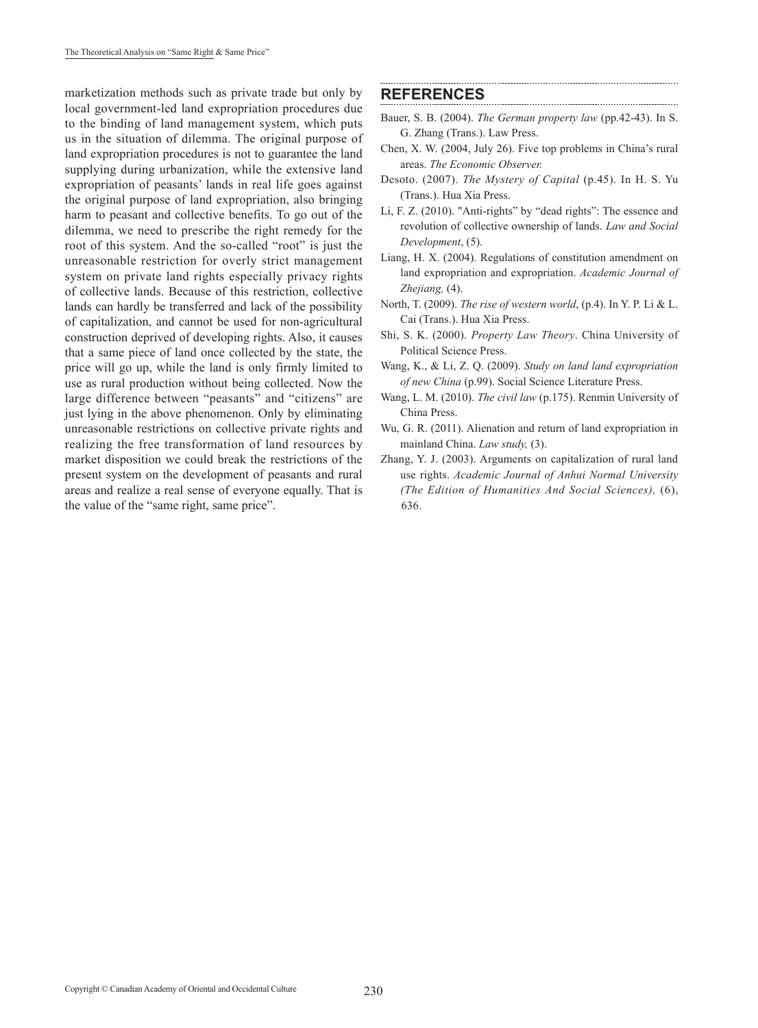marketization methods such as private trade but only by local government-led land expropriation procedures due to the binding of land management system, which puts us in the situation of dilemma. The original purpose of land expropriation procedures is not to guarantee the land supplying during urbanization, while the extensive land expropriation of peasants' lands in real life goes against the original purpose of land expropriation, also bringing harm to peasant and collective benefits. To go out of the dilemma, we need to prescribe the right remedy for the root of this system. And the so-called "root" is just the unreasonable restriction for overly strict management system on private land rights especially privacy rights of collective lands. Because of this restriction, collective lands can hardly be transferred and lack of the possibility of capitalization, and cannot be used for non-agricultural construction deprived of developing rights. Also, it causes that a same piece of land once collected by the state, the price will go up, while the land is only firmly limited to use as rural production without being collected. Now the large difference between "peasants" and "citizens" are just lying in the above phenomenon. Only by eliminating unreasonable restrictions on collective private rights and realizing the free transformation of land resources by market disposition we could break the restrictions of the present system on the development of peasants and rural areas and realize a real sense of everyone equally. That is the value of the "same right, same price".

## REFERENCES

Bauer, S. B. (2004). *The German property law* (pp.42-43). In S. G. Zhang (Trans.). Law Press.

Chen, X. W. (2004, July 26). Five top problems in China's rural areas. *The Economic Observer.*

Desoto. (2007). *The Mystery of Capital* (p.45). In H. S. Yu (Trans.). Hua Xia Press.

Li, F. Z. (2010). "Anti-rights" by "dead rights": The essence and revolution of collective ownership of lands. *Law and Social Development*, (5).

Liang, H. X. (2004). Regulations of constitution amendment on land expropriation and expropriation. *Academic Journal of Zhejiang,* (4).

North, T. (2009). *The rise of western world*, (p.4). In Y. P. Li & L. Cai (Trans.). Hua Xia Press.

Shi, S. K. (2000). *Property Law Theory*. China University of Political Science Press.

Wang, K., & Li, Z. Q. (2009). *Study on land land expropriation of new China* (p.99). Social Science Literature Press.

Wang, L. M. (2010). *The civil law* (p.175). Renmin University of China Press.

Wu, G. R. (2011). Alienation and return of land expropriation in mainland China. *Law study,* (3).

Zhang, Y. J. (2003). Arguments on capitalization of rural land use rights. *Academic Journal of Anhui Normal University (The Edition of Humanities And Social Sciences),* (6), 636.